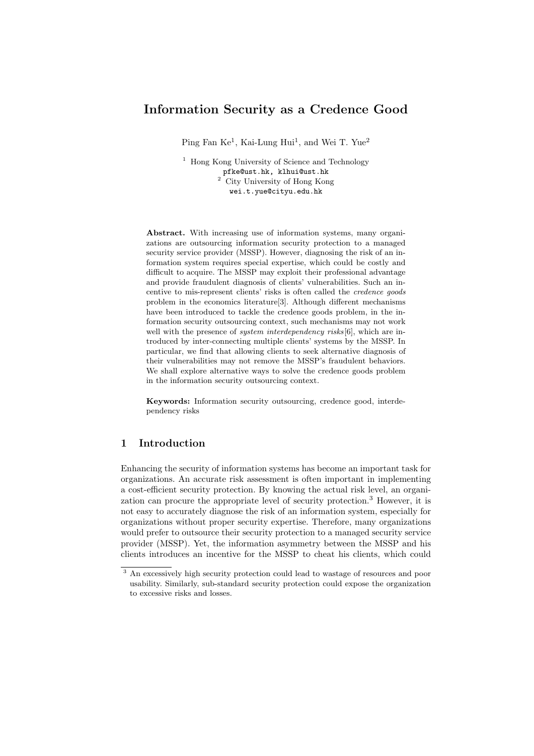# Information Security as a Credence Good

Ping Fan Ke[1], Kai-Lung Hui[1], and Wei T. Yue[2]

[1] Hong Kong University of Science and Technology
pfke@ust.hk, klhui@ust.hk
[2] City University of Hong Kong
wei.t.yue@cityu.edu.hk

**Abstract.** With increasing use of information systems, many organizations are outsourcing information security protection to a managed security service provider (MSSP). However, diagnosing the risk of an information system requires special expertise, which could be costly and difficult to acquire. The MSSP may exploit their professional advantage and provide fraudulent diagnosis of clients' vulnerabilities. Such an incentive to mis-represent clients' risks is often called the *credence goods* problem in the economics literature[3]. Although different mechanisms have been introduced to tackle the credence goods problem, in the information security outsourcing context, such mechanisms may not work well with the presence of *system interdependency risks*[6], which are introduced by inter-connecting multiple clients' systems by the MSSP. In particular, we find that allowing clients to seek alternative diagnosis of their vulnerabilities may not remove the MSSP's fraudulent behaviors. We shall explore alternative ways to solve the credence goods problem in the information security outsourcing context.

**Keywords:** Information security outsourcing, credence good, interdependency risks

## 1 Introduction

Enhancing the security of information systems has become an important task for organizations. An accurate risk assessment is often important in implementing a cost-efficient security protection. By knowing the actual risk level, an organization can procure the appropriate level of security protection.[3] However, it is not easy to accurately diagnose the risk of an information system, especially for organizations without proper security expertise. Therefore, many organizations would prefer to outsource their security protection to a managed security service provider (MSSP). Yet, the information asymmetry between the MSSP and his clients introduces an incentive for the MSSP to cheat his clients, which could

[3] An excessively high security protection could lead to wastage of resources and poor usability. Similarly, sub-standard security protection could expose the organization to excessive risks and losses.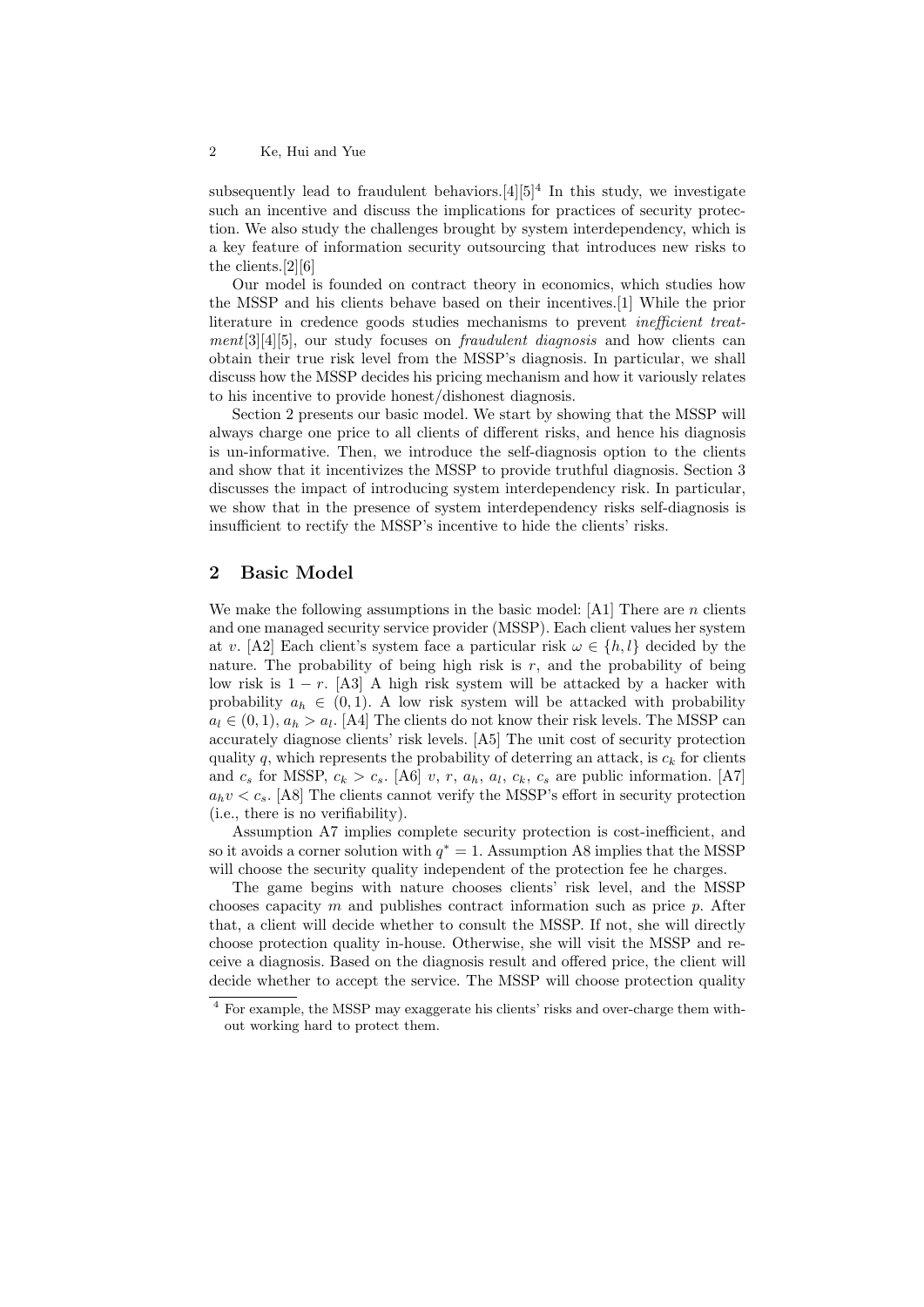subsequently lead to fraudulent behaviors.[4][5][4] In this study, we investigate such an incentive and discuss the implications for practices of security protection. We also study the challenges brought by system interdependency, which is a key feature of information security outsourcing that introduces new risks to the clients.[2][6]

Our model is founded on contract theory in economics, which studies how the MSSP and his clients behave based on their incentives.[1] While the prior literature in credence goods studies mechanisms to prevent *inefficient treatment*[3][4][5], our study focuses on *fraudulent diagnosis* and how clients can obtain their true risk level from the MSSP's diagnosis. In particular, we shall discuss how the MSSP decides his pricing mechanism and how it variously relates to his incentive to provide honest/dishonest diagnosis.

Section 2 presents our basic model. We start by showing that the MSSP will always charge one price to all clients of different risks, and hence his diagnosis is un-informative. Then, we introduce the self-diagnosis option to the clients and show that it incentivizes the MSSP to provide truthful diagnosis. Section 3 discusses the impact of introducing system interdependency risk. In particular, we show that in the presence of system interdependency risks self-diagnosis is insufficient to rectify the MSSP's incentive to hide the clients' risks.

## 2 Basic Model

We make the following assumptions in the basic model: [A1] There are $n$ clients and one managed security service provider (MSSP). Each client values her system at $v$. [A2] Each client's system face a particular risk $\omega \in \{h, l\}$ decided by the nature. The probability of being high risk is $r$, and the probability of being low risk is $1 - r$. [A3] A high risk system will be attacked by a hacker with probability $a_h \in (0, 1)$. A low risk system will be attacked with probability $a_l \in (0, 1)$, $a_h > a_l$. [A4] The clients do not know their risk levels. The MSSP can accurately diagnose clients' risk levels. [A5] The unit cost of security protection quality $q$, which represents the probability of deterring an attack, is $c_k$ for clients and $c_s$ for MSSP, $c_k > c_s$. [A6] $v$, $r$, $a_h$, $a_l$, $c_k$, $c_s$ are public information. [A7] $a_h v < c_s$. [A8] The clients cannot verify the MSSP's effort in security protection (i.e., there is no verifiability).

Assumption A7 implies complete security protection is cost-inefficient, and so it avoids a corner solution with $q^* = 1$. Assumption A8 implies that the MSSP will choose the security quality independent of the protection fee he charges.

The game begins with nature chooses clients' risk level, and the MSSP chooses capacity $m$ and publishes contract information such as price $p$. After that, a client will decide whether to consult the MSSP. If not, she will directly choose protection quality in-house. Otherwise, she will visit the MSSP and receive a diagnosis. Based on the diagnosis result and offered price, the client will decide whether to accept the service. The MSSP will choose protection quality

[4] For example, the MSSP may exaggerate his clients' risks and over-charge them without working hard to protect them.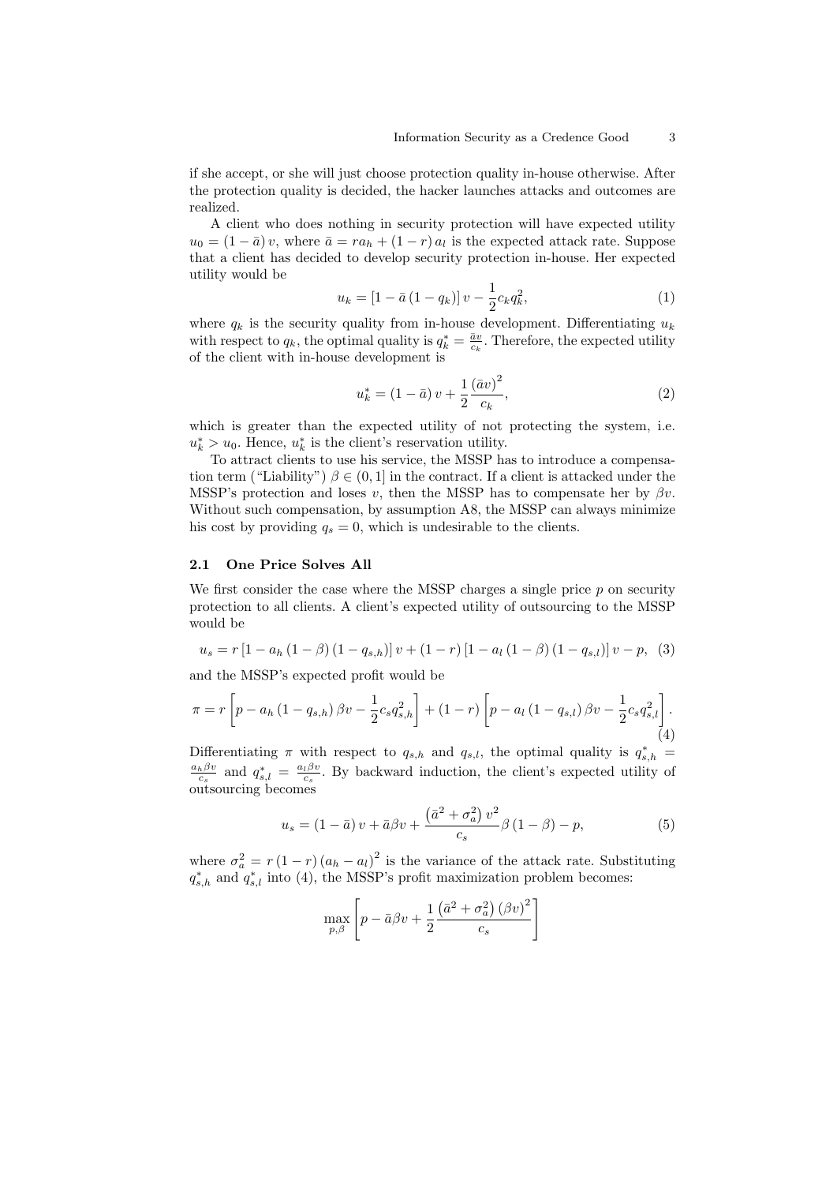if she accept, or she will just choose protection quality in-house otherwise. After the protection quality is decided, the hacker launches attacks and outcomes are realized.

A client who does nothing in security protection will have expected utility $u_0 = (1 - \bar{a})\, v$, where $\bar{a} = ra_h + (1 - r)\, a_l$ is the expected attack rate. Suppose that a client has decided to develop security protection in-house. Her expected utility would be

$$u_k = \left[1 - \bar{a}\,(1 - q_k)\right] v - \frac{1}{2} c_k q_k^2, \tag{1}$$

where $q_k$ is the security quality from in-house development. Differentiating $u_k$ with respect to $q_k$, the optimal quality is $q_k^* = \frac{\bar{a}v}{c_k}$. Therefore, the expected utility of the client with in-house development is

$$u_k^* = (1 - \bar{a})\, v + \frac{1}{2} \frac{(\bar{a}v)^2}{c_k}, \tag{2}$$

which is greater than the expected utility of not protecting the system, i.e. $u_k^* > u_0$. Hence, $u_k^*$ is the client's reservation utility.

To attract clients to use his service, the MSSP has to introduce a compensation term ("Liability") $\beta \in (0, 1]$ in the contract. If a client is attacked under the MSSP's protection and loses $v$, then the MSSP has to compensate her by $\beta v$. Without such compensation, by assumption A8, the MSSP can always minimize his cost by providing $q_s = 0$, which is undesirable to the clients.

### 2.1 One Price Solves All

We first consider the case where the MSSP charges a single price $p$ on security protection to all clients. A client's expected utility of outsourcing to the MSSP would be

$$u_s = r\left[1 - a_h\,(1 - \beta)\,(1 - q_{s,h})\right] v + (1 - r)\left[1 - a_l\,(1 - \beta)\,(1 - q_{s,l})\right] v - p, \tag{3}$$

and the MSSP's expected profit would be

$$\pi = r\left[p - a_h\,(1 - q_{s,h})\,\beta v - \frac{1}{2} c_s q_{s,h}^2\right] + (1 - r)\left[p - a_l\,(1 - q_{s,l})\,\beta v - \frac{1}{2} c_s q_{s,l}^2\right]. \tag{4}$$

Differentiating $\pi$ with respect to $q_{s,h}$ and $q_{s,l}$, the optimal quality is $q_{s,h}^* = \frac{a_h \beta v}{c_s}$ and $q_{s,l}^* = \frac{a_l \beta v}{c_s}$. By backward induction, the client's expected utility of outsourcing becomes

$$u_s = (1 - \bar{a})\, v + \bar{a}\beta v + \frac{\left(\bar{a}^2 + \sigma_a^2\right) v^2}{c_s} \beta\,(1 - \beta) - p, \tag{5}$$

where $\sigma_a^2 = r\,(1 - r)\,(a_h - a_l)^2$ is the variance of the attack rate. Substituting $q_{s,h}^*$ and $q_{s,l}^*$ into (4), the MSSP's profit maximization problem becomes:

$$\max_{p,\beta} \left[p - \bar{a}\beta v + \frac{1}{2} \frac{\left(\bar{a}^2 + \sigma_a^2\right)(\beta v)^2}{c_s}\right]$$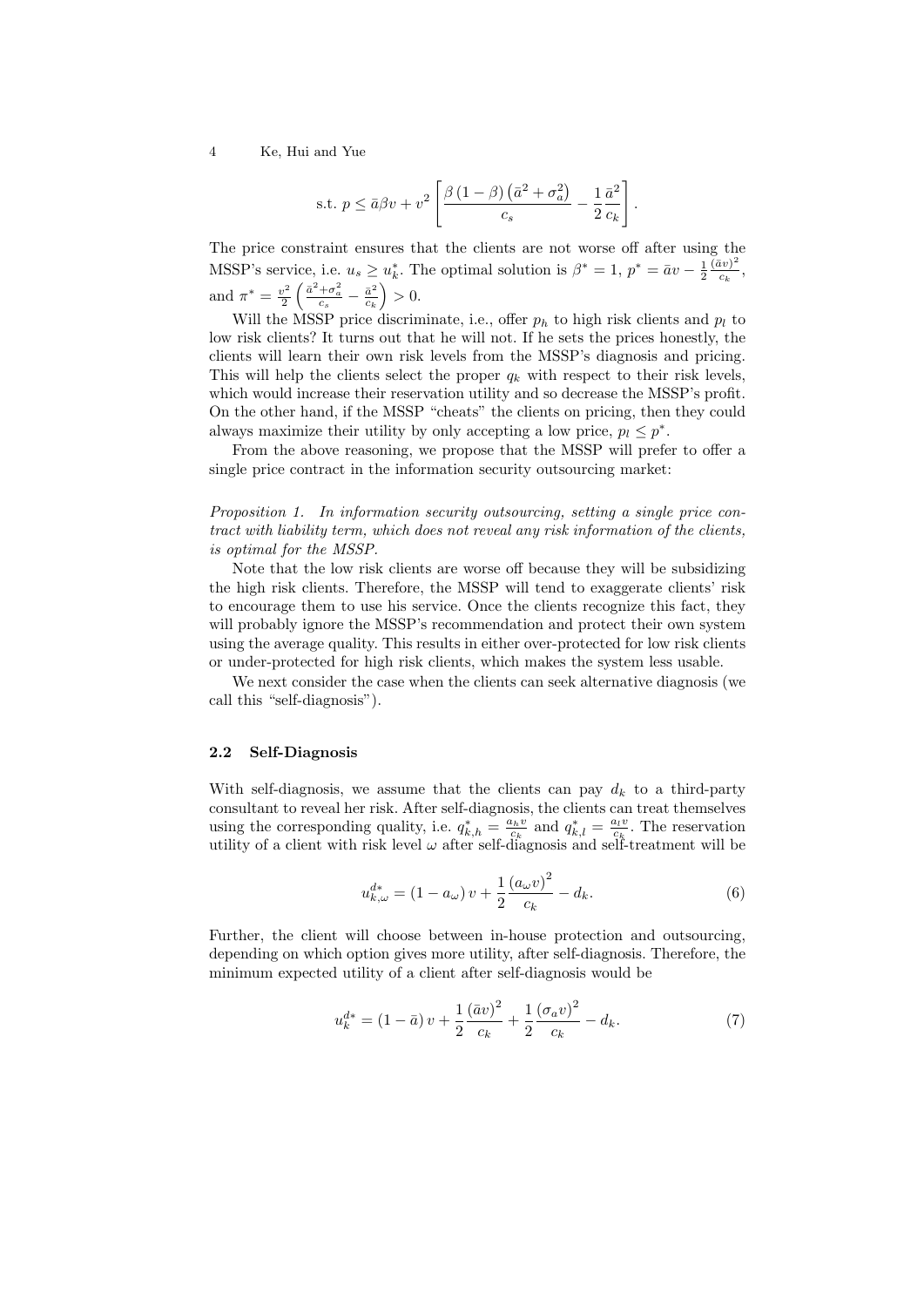$$\text{s.t. } p \leq \bar{a}\beta v + v^2 \left[ \frac{\beta (1-\beta) \left( \bar{a}^2 + \sigma_a^2 \right)}{c_s} - \frac{1}{2} \frac{\bar{a}^2}{c_k} \right].$$

The price constraint ensures that the clients are not worse off after using the MSSP's service, i.e. $u_s \geq u_k^*$. The optimal solution is $\beta^* = 1$, $p^* = \bar{a}v - \frac{1}{2}\frac{(\bar{a}v)^2}{c_k}$, and $\pi^* = \frac{v^2}{2}\left( \frac{\bar{a}^2 + \sigma_a^2}{c_s} - \frac{\bar{a}^2}{c_k} \right) > 0$.

Will the MSSP price discriminate, i.e., offer $p_h$ to high risk clients and $p_l$ to low risk clients? It turns out that he will not. If he sets the prices honestly, the clients will learn their own risk levels from the MSSP's diagnosis and pricing. This will help the clients select the proper $q_k$ with respect to their risk levels, which would increase their reservation utility and so decrease the MSSP's profit. On the other hand, if the MSSP "cheats" the clients on pricing, then they could always maximize their utility by only accepting a low price, $p_l \leq p^*$.

From the above reasoning, we propose that the MSSP will prefer to offer a single price contract in the information security outsourcing market:

*Proposition 1. In information security outsourcing, setting a single price contract with liability term, which does not reveal any risk information of the clients, is optimal for the MSSP.*

Note that the low risk clients are worse off because they will be subsidizing the high risk clients. Therefore, the MSSP will tend to exaggerate clients' risk to encourage them to use his service. Once the clients recognize this fact, they will probably ignore the MSSP's recommendation and protect their own system using the average quality. This results in either over-protected for low risk clients or under-protected for high risk clients, which makes the system less usable.

We next consider the case when the clients can seek alternative diagnosis (we call this "self-diagnosis").

### 2.2 Self-Diagnosis

With self-diagnosis, we assume that the clients can pay $d_k$ to a third-party consultant to reveal her risk. After self-diagnosis, the clients can treat themselves using the corresponding quality, i.e. $q_{k,h}^* = \frac{a_h v}{c_k}$ and $q_{k,l}^* = \frac{a_l v}{c_k}$. The reservation utility of a client with risk level $\omega$ after self-diagnosis and self-treatment will be

$$u_{k,\omega}^{d*} = (1 - a_\omega) v + \frac{1}{2} \frac{(a_\omega v)^2}{c_k} - d_k. \tag{6}$$

Further, the client will choose between in-house protection and outsourcing, depending on which option gives more utility, after self-diagnosis. Therefore, the minimum expected utility of a client after self-diagnosis would be

$$u_k^{d*} = (1 - \bar{a}) v + \frac{1}{2} \frac{(\bar{a}v)^2}{c_k} + \frac{1}{2} \frac{(\sigma_a v)^2}{c_k} - d_k. \tag{7}$$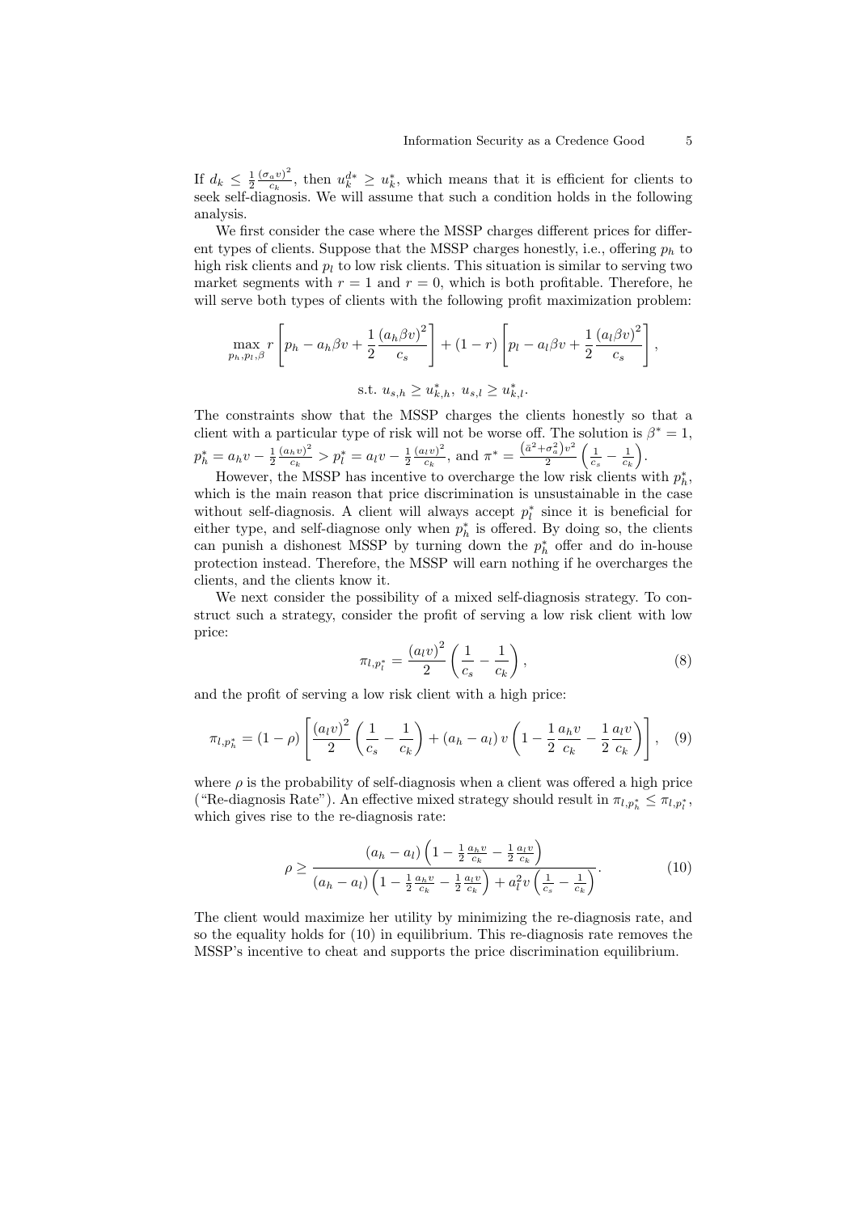If $d_k \leq \frac{1}{2}\frac{(\sigma_a v)^2}{c_k}$, then $u_k^{d*} \geq u_k^*$, which means that it is efficient for clients to seek self-diagnosis. We will assume that such a condition holds in the following analysis.

We first consider the case where the MSSP charges different prices for different types of clients. Suppose that the MSSP charges honestly, i.e., offering $p_h$ to high risk clients and $p_l$ to low risk clients. This situation is similar to serving two market segments with $r = 1$ and $r = 0$, which is both profitable. Therefore, he will serve both types of clients with the following profit maximization problem:

$$\max_{p_h, p_l, \beta} r\left[p_h - a_h \beta v + \frac{1}{2}\frac{(a_h \beta v)^2}{c_s}\right] + (1-r)\left[p_l - a_l \beta v + \frac{1}{2}\frac{(a_l \beta v)^2}{c_s}\right],$$

$$\text{s.t. } u_{s,h} \geq u_{k,h}^*,\ u_{s,l} \geq u_{k,l}^*.$$

The constraints show that the MSSP charges the clients honestly so that a client with a particular type of risk will not be worse off. The solution is $\beta^* = 1$, $p_h^* = a_h v - \frac{1}{2}\frac{(a_h v)^2}{c_k} > p_l^* = a_l v - \frac{1}{2}\frac{(a_l v)^2}{c_k}$, and $\pi^* = \frac{(\bar{a}^2 + \sigma_a^2)v^2}{2}\left(\frac{1}{c_s} - \frac{1}{c_k}\right)$.

However, the MSSP has incentive to overcharge the low risk clients with $p_h^*$, which is the main reason that price discrimination is unsustainable in the case without self-diagnosis. A client will always accept $p_l^*$ since it is beneficial for either type, and self-diagnose only when $p_h^*$ is offered. By doing so, the clients can punish a dishonest MSSP by turning down the $p_h^*$ offer and do in-house protection instead. Therefore, the MSSP will earn nothing if he overcharges the clients, and the clients know it.

We next consider the possibility of a mixed self-diagnosis strategy. To construct such a strategy, consider the profit of serving a low risk client with low price:

$$\pi_{l,p_l^*} = \frac{(a_l v)^2}{2}\left(\frac{1}{c_s} - \frac{1}{c_k}\right), \tag{8}$$

and the profit of serving a low risk client with a high price:

$$\pi_{l,p_h^*} = (1-\rho)\left[\frac{(a_l v)^2}{2}\left(\frac{1}{c_s} - \frac{1}{c_k}\right) + (a_h - a_l)\, v\left(1 - \frac{1}{2}\frac{a_h v}{c_k} - \frac{1}{2}\frac{a_l v}{c_k}\right)\right], \tag{9}$$

where $\rho$ is the probability of self-diagnosis when a client was offered a high price ("Re-diagnosis Rate"). An effective mixed strategy should result in $\pi_{l,p_h^*} \leq \pi_{l,p_l^*}$, which gives rise to the re-diagnosis rate:

$$\rho \geq \frac{(a_h - a_l)\left(1 - \frac{1}{2}\frac{a_h v}{c_k} - \frac{1}{2}\frac{a_l v}{c_k}\right)}{(a_h - a_l)\left(1 - \frac{1}{2}\frac{a_h v}{c_k} - \frac{1}{2}\frac{a_l v}{c_k}\right) + a_l^2 v\left(\frac{1}{c_s} - \frac{1}{c_k}\right)}. \tag{10}$$

The client would maximize her utility by minimizing the re-diagnosis rate, and so the equality holds for (10) in equilibrium. This re-diagnosis rate removes the MSSP's incentive to cheat and supports the price discrimination equilibrium.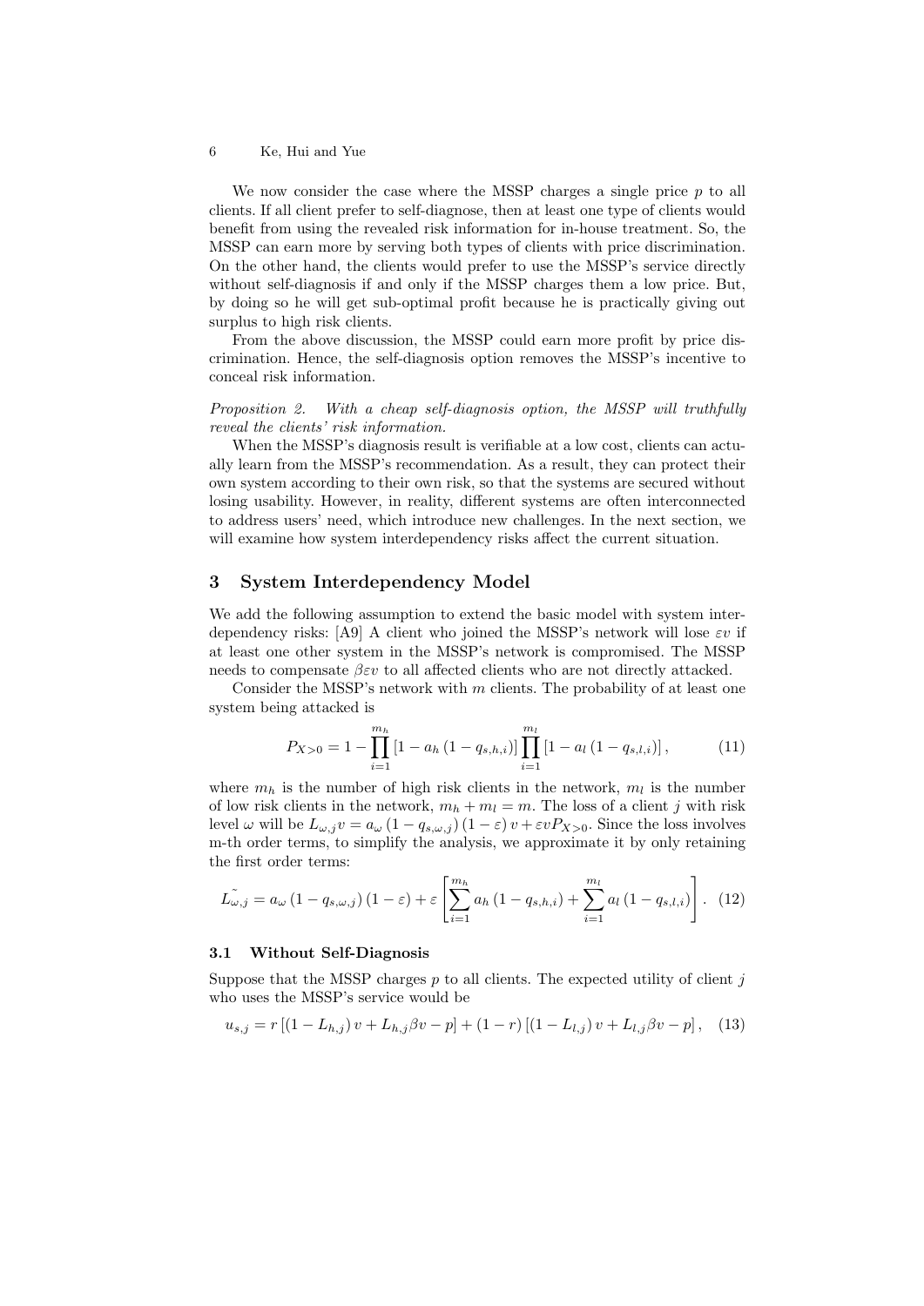We now consider the case where the MSSP charges a single price $p$ to all clients. If all client prefer to self-diagnose, then at least one type of clients would benefit from using the revealed risk information for in-house treatment. So, the MSSP can earn more by serving both types of clients with price discrimination. On the other hand, the clients would prefer to use the MSSP's service directly without self-diagnosis if and only if the MSSP charges them a low price. But, by doing so he will get sub-optimal profit because he is practically giving out surplus to high risk clients.

From the above discussion, the MSSP could earn more profit by price discrimination. Hence, the self-diagnosis option removes the MSSP's incentive to conceal risk information.

*Proposition 2. With a cheap self-diagnosis option, the MSSP will truthfully reveal the clients' risk information.*

When the MSSP's diagnosis result is verifiable at a low cost, clients can actually learn from the MSSP's recommendation. As a result, they can protect their own system according to their own risk, so that the systems are secured without losing usability. However, in reality, different systems are often interconnected to address users' need, which introduce new challenges. In the next section, we will examine how system interdependency risks affect the current situation.

## 3 System Interdependency Model

We add the following assumption to extend the basic model with system interdependency risks: [A9] A client who joined the MSSP's network will lose $\varepsilon v$ if at least one other system in the MSSP's network is compromised. The MSSP needs to compensate $\beta \varepsilon v$ to all affected clients who are not directly attacked.

Consider the MSSP's network with $m$ clients. The probability of at least one system being attacked is

$$P_{X>0} = 1 - \prod_{i=1}^{m_h} \left[1 - a_h \left(1 - q_{s,h,i}\right)\right] \prod_{i=1}^{m_l} \left[1 - a_l \left(1 - q_{s,l,i}\right)\right], \tag{11}$$

where $m_h$ is the number of high risk clients in the network, $m_l$ is the number of low risk clients in the network, $m_h + m_l = m$. The loss of a client $j$ with risk level $\omega$ will be $L_{\omega,j} v = a_\omega \left(1 - q_{s,\omega,j}\right)(1 - \varepsilon) v + \varepsilon v P_{X>0}$. Since the loss involves m-th order terms, to simplify the analysis, we approximate it by only retaining the first order terms:

$$\tilde{L_{\omega,j}} = a_\omega \left(1 - q_{s,\omega,j}\right)(1 - \varepsilon) + \varepsilon \left[\sum_{i=1}^{m_h} a_h \left(1 - q_{s,h,i}\right) + \sum_{i=1}^{m_l} a_l \left(1 - q_{s,l,i}\right)\right]. \tag{12}$$

### 3.1 Without Self-Diagnosis

Suppose that the MSSP charges $p$ to all clients. The expected utility of client $j$ who uses the MSSP's service would be

$$u_{s,j} = r \left[\left(1 - L_{h,j}\right) v + L_{h,j} \beta v - p\right] + (1 - r) \left[\left(1 - L_{l,j}\right) v + L_{l,j} \beta v - p\right], \tag{13}$$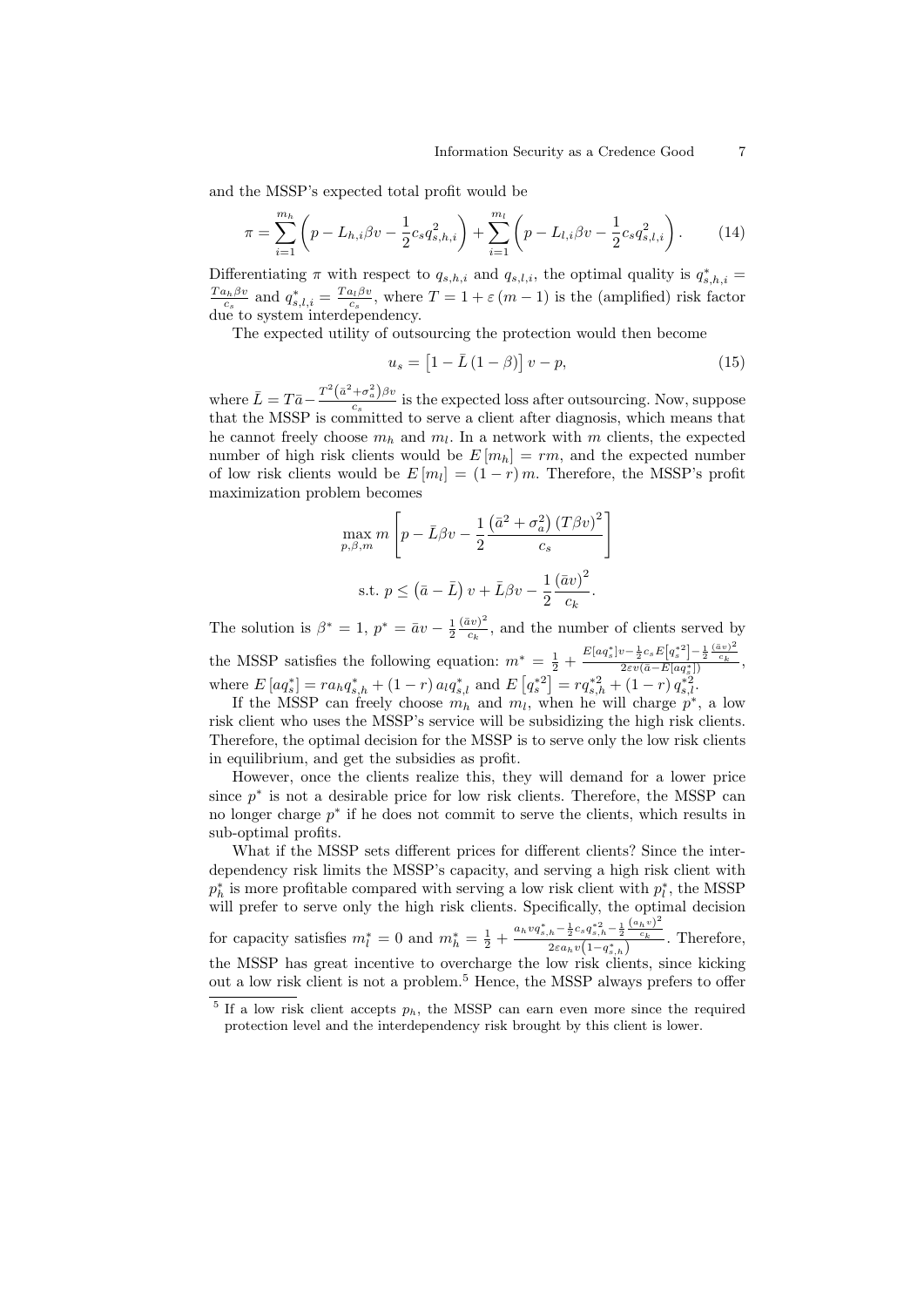and the MSSP's expected total profit would be

$$\pi = \sum_{i=1}^{m_h} \left( p - L_{h,i}\beta v - \frac{1}{2} c_s q_{s,h,i}^2 \right) + \sum_{i=1}^{m_l} \left( p - L_{l,i}\beta v - \frac{1}{2} c_s q_{s,l,i}^2 \right). \tag{14}$$

Differentiating $\pi$ with respect to $q_{s,h,i}$ and $q_{s,l,i}$, the optimal quality is $q_{s,h,i}^* = \frac{T a_h \beta v}{c_s}$ and $q_{s,l,i}^* = \frac{T a_l \beta v}{c_s}$, where $T = 1 + \varepsilon (m-1)$ is the (amplified) risk factor due to system interdependency.

The expected utility of outsourcing the protection would then become

$$u_s = \left[1 - \bar{L}(1-\beta)\right] v - p, \tag{15}$$

where $\bar{L} = T\bar{a} - \frac{T^2 \left(\bar{a}^2 + \sigma_a^2\right) \beta v}{c_s}$ is the expected loss after outsourcing. Now, suppose that the MSSP is committed to serve a client after diagnosis, which means that he cannot freely choose $m_h$ and $m_l$. In a network with $m$ clients, the expected number of high risk clients would be $E[m_h] = rm$, and the expected number of low risk clients would be $E[m_l] = (1-r)m$. Therefore, the MSSP's profit maximization problem becomes

$$\max_{p,\beta,m} m \left[ p - \bar{L}\beta v - \frac{1}{2} \frac{\left(\bar{a}^2 + \sigma_a^2\right) (T\beta v)^2}{c_s} \right]$$

$$\text{s.t. } p \leq \left(\bar{a} - \bar{L}\right) v + \bar{L}\beta v - \frac{1}{2} \frac{(\bar{a}v)^2}{c_k}.$$

The solution is $\beta^* = 1$, $p^* = \bar{a}v - \frac{1}{2}\frac{(\bar{a}v)^2}{c_k}$, and the number of clients served by the MSSP satisfies the following equation: $m^* = \frac{1}{2} + \frac{E[aq_s^*]v - \frac{1}{2} c_s E\left[q_s^{*2}\right] - \frac{1}{2}\frac{(\bar{a}v)^2}{c_k}}{2\varepsilon v \left(\bar{a} - E[aq_s^*]\right)}$, where $E[aq_s^*] = r a_h q_{s,h}^* + (1-r) a_l q_{s,l}^*$ and $E\left[q_s^{*2}\right] = r q_{s,h}^{*2} + (1-r) q_{s,l}^{*2}$.

If the MSSP can freely choose $m_h$ and $m_l$, when he will charge $p^*$, a low risk client who uses the MSSP's service will be subsidizing the high risk clients. Therefore, the optimal decision for the MSSP is to serve only the low risk clients in equilibrium, and get the subsidies as profit.

However, once the clients realize this, they will demand for a lower price since $p^*$ is not a desirable price for low risk clients. Therefore, the MSSP can no longer charge $p^*$ if he does not commit to serve the clients, which results in sub-optimal profits.

What if the MSSP sets different prices for different clients? Since the interdependency risk limits the MSSP's capacity, and serving a high risk client with $p_h^*$ is more profitable compared with serving a low risk client with $p_l^*$, the MSSP will prefer to serve only the high risk clients. Specifically, the optimal decision for capacity satisfies $m_l^* = 0$ and $m_h^* = \frac{1}{2} + \frac{a_h v q_{s,h}^* - \frac{1}{2} c_s q_{s,h}^{*2} - \frac{1}{2}\frac{(a_h v)^2}{c_k}}{2\varepsilon a_h v \left(1 - q_{s,h}^*\right)}$. Therefore, the MSSP has great incentive to overcharge the low risk clients, since kicking out a low risk client is not a problem.[5] Hence, the MSSP always prefers to offer

[5] If a low risk client accepts $p_h$, the MSSP can earn even more since the required protection level and the interdependency risk brought by this client is lower.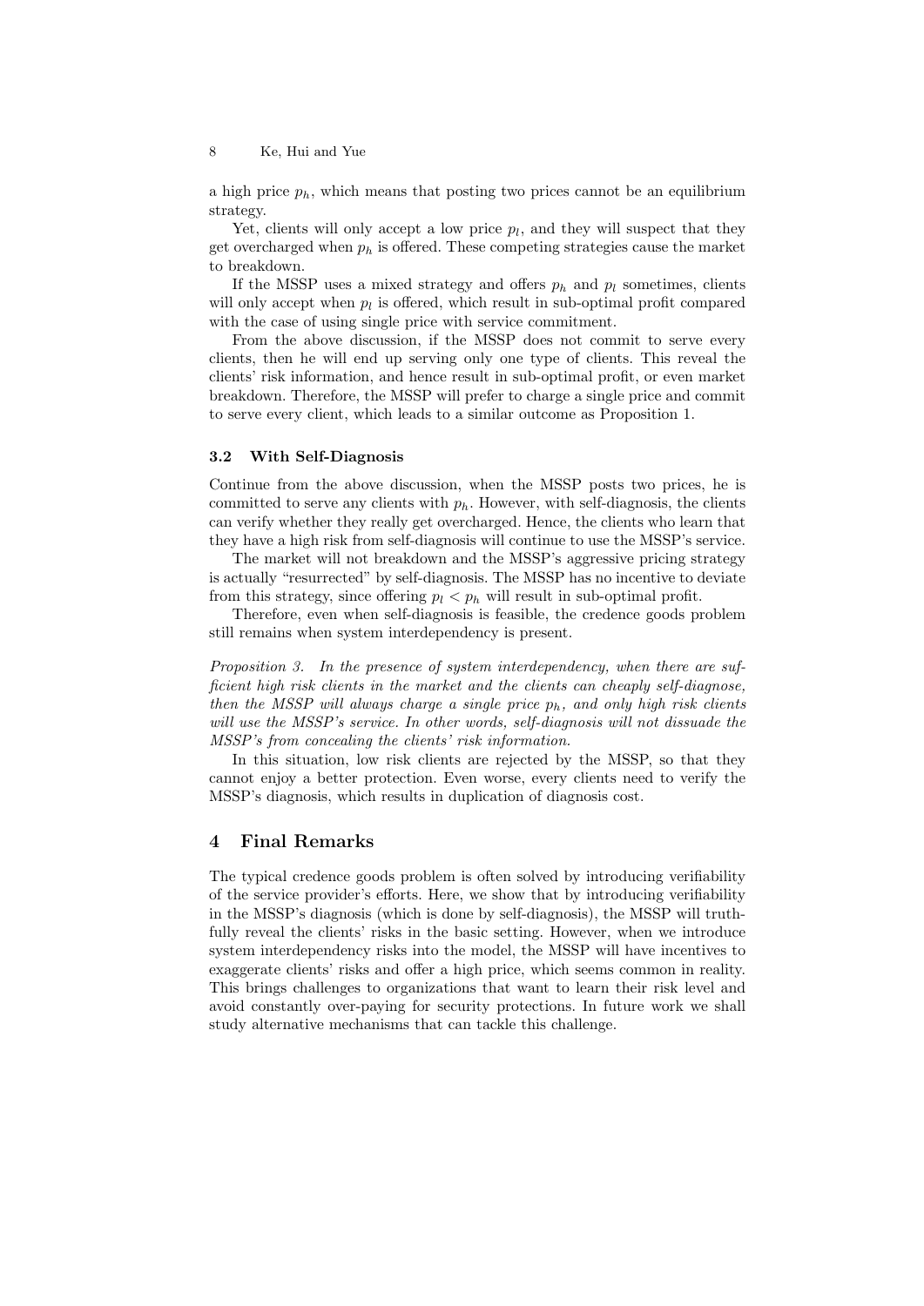a high price $p_h$, which means that posting two prices cannot be an equilibrium strategy.

Yet, clients will only accept a low price $p_l$, and they will suspect that they get overcharged when $p_h$ is offered. These competing strategies cause the market to breakdown.

If the MSSP uses a mixed strategy and offers $p_h$ and $p_l$ sometimes, clients will only accept when $p_l$ is offered, which result in sub-optimal profit compared with the case of using single price with service commitment.

From the above discussion, if the MSSP does not commit to serve every clients, then he will end up serving only one type of clients. This reveal the clients' risk information, and hence result in sub-optimal profit, or even market breakdown. Therefore, the MSSP will prefer to charge a single price and commit to serve every client, which leads to a similar outcome as Proposition 1.

### 3.2 With Self-Diagnosis

Continue from the above discussion, when the MSSP posts two prices, he is committed to serve any clients with $p_h$. However, with self-diagnosis, the clients can verify whether they really get overcharged. Hence, the clients who learn that they have a high risk from self-diagnosis will continue to use the MSSP's service.

The market will not breakdown and the MSSP's aggressive pricing strategy is actually "resurrected" by self-diagnosis. The MSSP has no incentive to deviate from this strategy, since offering $p_l < p_h$ will result in sub-optimal profit.

Therefore, even when self-diagnosis is feasible, the credence goods problem still remains when system interdependency is present.

*Proposition 3. In the presence of system interdependency, when there are sufficient high risk clients in the market and the clients can cheaply self-diagnose, then the MSSP will always charge a single price $p_h$, and only high risk clients will use the MSSP's service. In other words, self-diagnosis will not dissuade the MSSP's from concealing the clients' risk information.*

In this situation, low risk clients are rejected by the MSSP, so that they cannot enjoy a better protection. Even worse, every clients need to verify the MSSP's diagnosis, which results in duplication of diagnosis cost.

## 4 Final Remarks

The typical credence goods problem is often solved by introducing verifiability of the service provider's efforts. Here, we show that by introducing verifiability in the MSSP's diagnosis (which is done by self-diagnosis), the MSSP will truthfully reveal the clients' risks in the basic setting. However, when we introduce system interdependency risks into the model, the MSSP will have incentives to exaggerate clients' risks and offer a high price, which seems common in reality. This brings challenges to organizations that want to learn their risk level and avoid constantly over-paying for security protections. In future work we shall study alternative mechanisms that can tackle this challenge.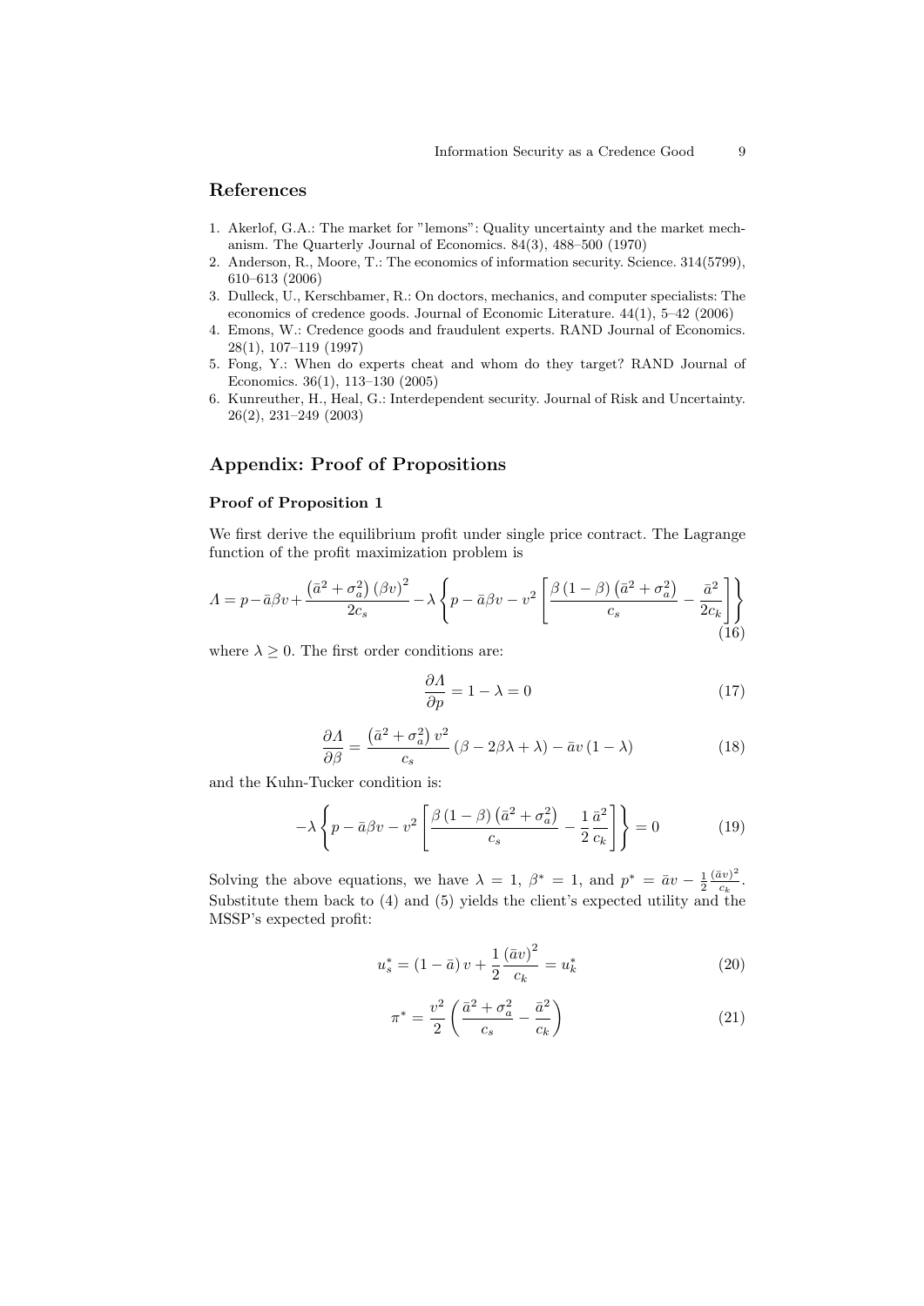## References

1. Akerlof, G.A.: The market for "lemons": Quality uncertainty and the market mechanism. The Quarterly Journal of Economics. 84(3), 488–500 (1970)
2. Anderson, R., Moore, T.: The economics of information security. Science. 314(5799), 610–613 (2006)
3. Dulleck, U., Kerschbamer, R.: On doctors, mechanics, and computer specialists: The economics of credence goods. Journal of Economic Literature. 44(1), 5–42 (2006)
4. Emons, W.: Credence goods and fraudulent experts. RAND Journal of Economics. 28(1), 107–119 (1997)
5. Fong, Y.: When do experts cheat and whom do they target? RAND Journal of Economics. 36(1), 113–130 (2005)
6. Kunreuther, H., Heal, G.: Interdependent security. Journal of Risk and Uncertainty. 26(2), 231–249 (2003)

## Appendix: Proof of Propositions

### Proof of Proposition 1

We first derive the equilibrium profit under single price contract. The Lagrange function of the profit maximization problem is

$$\Lambda = p - \bar{a}\beta v + \frac{\left(\bar{a}^2 + \sigma_a^2\right)(\beta v)^2}{2c_s} - \lambda \left\{ p - \bar{a}\beta v - v^2 \left[ \frac{\beta(1-\beta)\left(\bar{a}^2 + \sigma_a^2\right)}{c_s} - \frac{\bar{a}^2}{2c_k} \right] \right\} \tag{16}$$

where $\lambda \geq 0$. The first order conditions are:

$$\frac{\partial \Lambda}{\partial p} = 1 - \lambda = 0 \tag{17}$$

$$\frac{\partial \Lambda}{\partial \beta} = \frac{\left(\bar{a}^2 + \sigma_a^2\right) v^2}{c_s} (\beta - 2\beta\lambda + \lambda) - \bar{a}v(1 - \lambda) \tag{18}$$

and the Kuhn-Tucker condition is:

$$-\lambda \left\{ p - \bar{a}\beta v - v^2 \left[ \frac{\beta(1-\beta)\left(\bar{a}^2 + \sigma_a^2\right)}{c_s} - \frac{1}{2}\frac{\bar{a}^2}{c_k} \right] \right\} = 0 \tag{19}$$

Solving the above equations, we have $\lambda = 1$, $\beta^* = 1$, and $p^* = \bar{a}v - \frac{1}{2}\frac{(\bar{a}v)^2}{c_k}$. Substitute them back to (4) and (5) yields the client's expected utility and the MSSP's expected profit:

$$u_s^* = (1 - \bar{a})v + \frac{1}{2}\frac{(\bar{a}v)^2}{c_k} = u_k^* \tag{20}$$

$$\pi^* = \frac{v^2}{2}\left( \frac{\bar{a}^2 + \sigma_a^2}{c_s} - \frac{\bar{a}^2}{c_k} \right) \tag{21}$$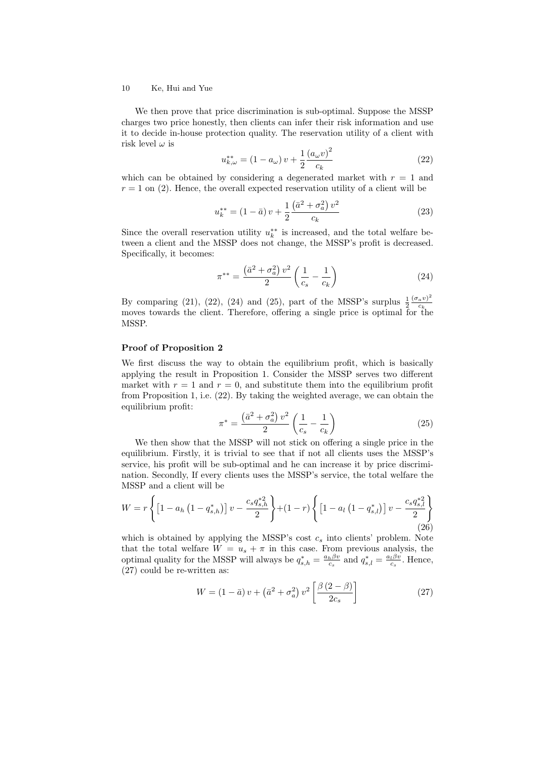We then prove that price discrimination is sub-optimal. Suppose the MSSP charges two price honestly, then clients can infer their risk information and use it to decide in-house protection quality. The reservation utility of a client with risk level $\omega$ is

$$u_{k,\omega}^{**} = (1 - a_\omega) v + \frac{1}{2} \frac{(a_\omega v)^2}{c_k} \tag{22}$$

which can be obtained by considering a degenerated market with $r = 1$ and $r = 1$ on (2). Hence, the overall expected reservation utility of a client will be

$$u_k^{**} = (1 - \bar{a}) v + \frac{1}{2} \frac{\left(\bar{a}^2 + \sigma_a^2\right) v^2}{c_k} \tag{23}$$

Since the overall reservation utility $u_k^{**}$ is increased, and the total welfare between a client and the MSSP does not change, the MSSP's profit is decreased. Specifically, it becomes:

$$\pi^{**} = \frac{\left(\bar{a}^2 + \sigma_a^2\right) v^2}{2} \left(\frac{1}{c_s} - \frac{1}{c_k}\right) \tag{24}$$

By comparing (21), (22), (24) and (25), part of the MSSP's surplus $\frac{1}{2}\frac{(\sigma_a v)^2}{c_k}$ moves towards the client. Therefore, offering a single price is optimal for the MSSP.

**Proof of Proposition 2**

We first discuss the way to obtain the equilibrium profit, which is basically applying the result in Proposition 1. Consider the MSSP serves two different market with $r = 1$ and $r = 0$, and substitute them into the equilibrium profit from Proposition 1, i.e. (22). By taking the weighted average, we can obtain the equilibrium profit:

$$\pi^* = \frac{\left(\bar{a}^2 + \sigma_a^2\right) v^2}{2} \left(\frac{1}{c_s} - \frac{1}{c_k}\right) \tag{25}$$

We then show that the MSSP will not stick on offering a single price in the equilibrium. Firstly, it is trivial to see that if not all clients uses the MSSP's service, his profit will be sub-optimal and he can increase it by price discrimination. Secondly, If every clients uses the MSSP's service, the total welfare the MSSP and a client will be

$$W = r\left\{\left[1 - a_h\left(1 - q_{s,h}^*\right)\right] v - \frac{c_s q_{s,h}^{*2}}{2}\right\} + (1 - r)\left\{\left[1 - a_l\left(1 - q_{s,l}^*\right)\right] v - \frac{c_s q_{s,l}^{*2}}{2}\right\} \tag{26}$$

which is obtained by applying the MSSP's cost $c_s$ into clients' problem. Note that the total welfare $W = u_s + \pi$ in this case. From previous analysis, the optimal quality for the MSSP will always be $q_{s,h}^* = \frac{a_h \beta v}{c_s}$ and $q_{s,l}^* = \frac{a_l \beta v}{c_s}$. Hence, (27) could be re-written as:

$$W = (1 - \bar{a}) v + \left(\bar{a}^2 + \sigma_a^2\right) v^2 \left[\frac{\beta (2 - \beta)}{2c_s}\right] \tag{27}$$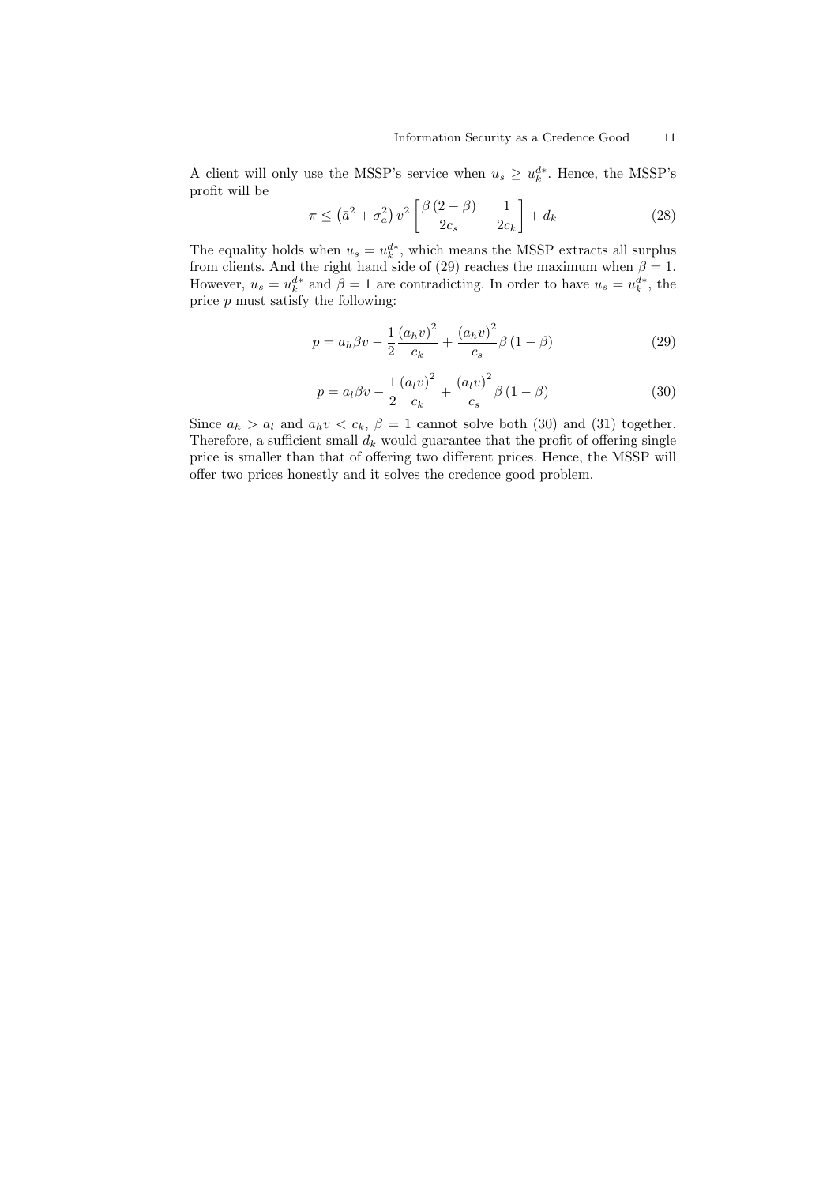A client will only use the MSSP's service when $u_s \geq u_k^{d*}$. Hence, the MSSP's profit will be

$$\pi \leq \left(\bar{a}^2 + \sigma_a^2\right) v^2 \left[\frac{\beta\left(2-\beta\right)}{2c_s} - \frac{1}{2c_k}\right] + d_k \tag{28}$$

The equality holds when $u_s = u_k^{d*}$, which means the MSSP extracts all surplus from clients. And the right hand side of (29) reaches the maximum when $\beta = 1$. However, $u_s = u_k^{d*}$ and $\beta = 1$ are contradicting. In order to have $u_s = u_k^{d*}$, the price $p$ must satisfy the following:

$$p = a_h \beta v - \frac{1}{2}\frac{\left(a_h v\right)^2}{c_k} + \frac{\left(a_h v\right)^2}{c_s}\beta\left(1-\beta\right) \tag{29}$$

$$p = a_l \beta v - \frac{1}{2}\frac{\left(a_l v\right)^2}{c_k} + \frac{\left(a_l v\right)^2}{c_s}\beta\left(1-\beta\right) \tag{30}$$

Since $a_h > a_l$ and $a_h v < c_k$, $\beta = 1$ cannot solve both (30) and (31) together. Therefore, a sufficient small $d_k$ would guarantee that the profit of offering single price is smaller than that of offering two different prices. Hence, the MSSP will offer two prices honestly and it solves the credence good problem.